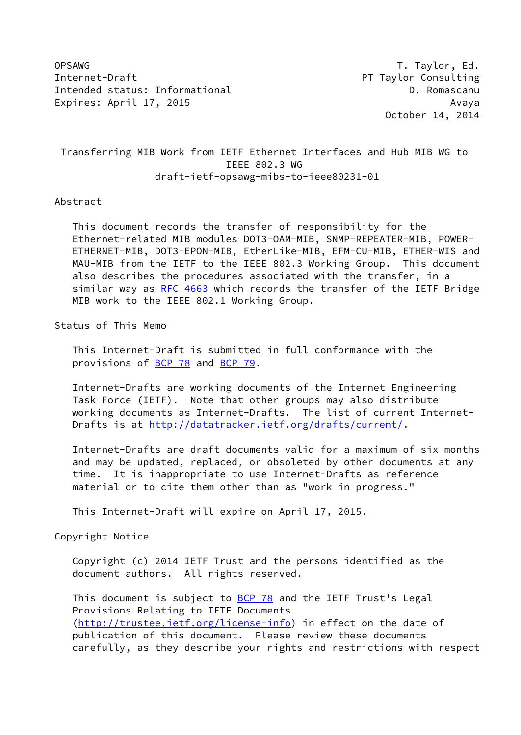OPSAWG T. Taylor, Ed.
Internet-Draft PT Taylor Consulting
Intended status: Informational D. Romascanu
Expires: April 17, 2015 Avaya
October 14, 2014

# Transferring MIB Work from IETF Ethernet Interfaces and Hub MIB WG to IEEE 802.3 WG
draft-ietf-opsawg-mibs-to-ieee80231-01

## Abstract

This document records the transfer of responsibility for the Ethernet-related MIB modules DOT3-OAM-MIB, SNMP-REPEATER-MIB, POWER-ETHERNET-MIB, DOT3-EPON-MIB, EtherLike-MIB, EFM-CU-MIB, ETHER-WIS and MAU-MIB from the IETF to the IEEE 802.3 Working Group. This document also describes the procedures associated with the transfer, in a similar way as RFC 4663 which records the transfer of the IETF Bridge MIB work to the IEEE 802.1 Working Group.

## Status of This Memo

This Internet-Draft is submitted in full conformance with the provisions of BCP 78 and BCP 79.

Internet-Drafts are working documents of the Internet Engineering Task Force (IETF). Note that other groups may also distribute working documents as Internet-Drafts. The list of current Internet-Drafts is at http://datatracker.ietf.org/drafts/current/.

Internet-Drafts are draft documents valid for a maximum of six months and may be updated, replaced, or obsoleted by other documents at any time. It is inappropriate to use Internet-Drafts as reference material or to cite them other than as "work in progress."

This Internet-Draft will expire on April 17, 2015.

## Copyright Notice

Copyright (c) 2014 IETF Trust and the persons identified as the document authors. All rights reserved.

This document is subject to BCP 78 and the IETF Trust's Legal Provisions Relating to IETF Documents (http://trustee.ietf.org/license-info) in effect on the date of publication of this document. Please review these documents carefully, as they describe your rights and restrictions with respect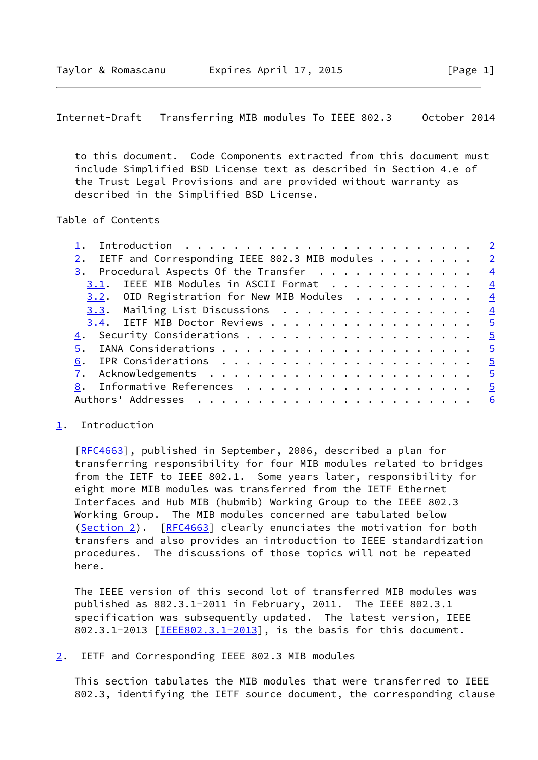to this document. Code Components extracted from this document must include Simplified BSD License text as described in Section 4.e of the Trust Legal Provisions and are provided without warranty as described in the Simplified BSD License.

Table of Contents

1. Introduction . . . . . . . . . . . . . . . . . . . . . . . . 2
2. IETF and Corresponding IEEE 802.3 MIB modules . . . . . . . . 2
3. Procedural Aspects Of the Transfer . . . . . . . . . . . . . 4
   3.1. IEEE MIB Modules in ASCII Format . . . . . . . . . . . . 4
   3.2. OID Registration for New MIB Modules . . . . . . . . . . 4
   3.3. Mailing List Discussions . . . . . . . . . . . . . . . . 4
   3.4. IETF MIB Doctor Reviews . . . . . . . . . . . . . . . . . 5
4. Security Considerations . . . . . . . . . . . . . . . . . . . 5
5. IANA Considerations . . . . . . . . . . . . . . . . . . . . . 5
6. IPR Considerations . . . . . . . . . . . . . . . . . . . . . 5
7. Acknowledgements . . . . . . . . . . . . . . . . . . . . . . 5
8. Informative References . . . . . . . . . . . . . . . . . . . 5
Authors' Addresses . . . . . . . . . . . . . . . . . . . . . . . 6

## 1. Introduction

[RFC4663], published in September, 2006, described a plan for transferring responsibility for four MIB modules related to bridges from the IETF to IEEE 802.1. Some years later, responsibility for eight more MIB modules was transferred from the IETF Ethernet Interfaces and Hub MIB (hubmib) Working Group to the IEEE 802.3 Working Group. The MIB modules concerned are tabulated below (Section 2). [RFC4663] clearly enunciates the motivation for both transfers and also provides an introduction to IEEE standardization procedures. The discussions of those topics will not be repeated here.

The IEEE version of this second lot of transferred MIB modules was published as 802.3.1-2011 in February, 2011. The IEEE 802.3.1 specification was subsequently updated. The latest version, IEEE 802.3.1-2013 [IEEE802.3.1-2013], is the basis for this document.

## 2. IETF and Corresponding IEEE 802.3 MIB modules

This section tabulates the MIB modules that were transferred to IEEE 802.3, identifying the IETF source document, the corresponding clause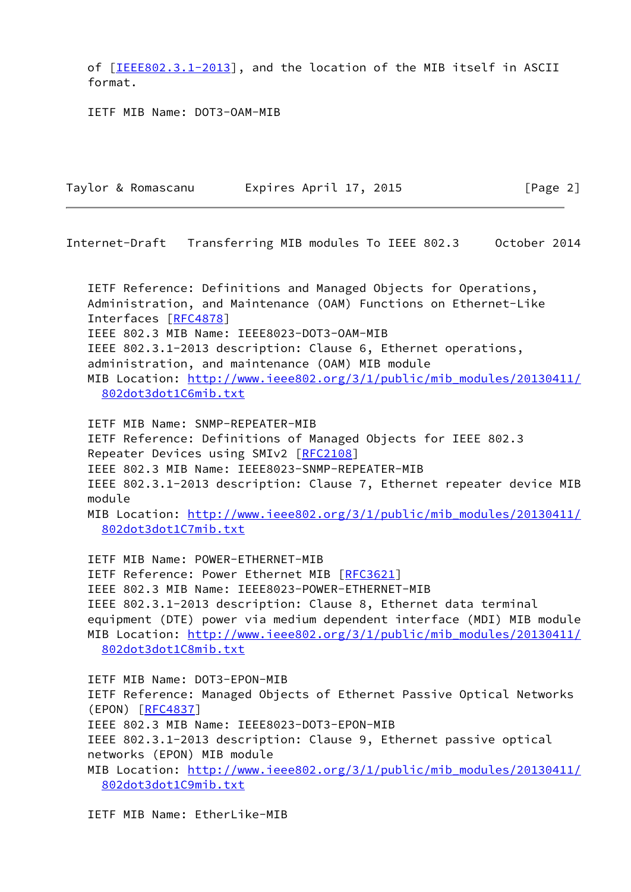of [IEEE802.3.1-2013], and the location of the MIB itself in ASCII format.

IETF MIB Name: DOT3-OAM-MIB

IETF Reference: Definitions and Managed Objects for Operations, Administration, and Maintenance (OAM) Functions on Ethernet-Like Interfaces [RFC4878]
IEEE 802.3 MIB Name: IEEE8023-DOT3-OAM-MIB
IEEE 802.3.1-2013 description: Clause 6, Ethernet operations, administration, and maintenance (OAM) MIB module
MIB Location: http://www.ieee802.org/3/1/public/mib_modules/20130411/802dot3dot1C6mib.txt

IETF MIB Name: SNMP-REPEATER-MIB
IETF Reference: Definitions of Managed Objects for IEEE 802.3 Repeater Devices using SMIv2 [RFC2108]
IEEE 802.3 MIB Name: IEEE8023-SNMP-REPEATER-MIB
IEEE 802.3.1-2013 description: Clause 7, Ethernet repeater device MIB module
MIB Location: http://www.ieee802.org/3/1/public/mib_modules/20130411/802dot3dot1C7mib.txt

IETF MIB Name: POWER-ETHERNET-MIB
IETF Reference: Power Ethernet MIB [RFC3621]
IEEE 802.3 MIB Name: IEEE8023-POWER-ETHERNET-MIB
IEEE 802.3.1-2013 description: Clause 8, Ethernet data terminal equipment (DTE) power via medium dependent interface (MDI) MIB module
MIB Location: http://www.ieee802.org/3/1/public/mib_modules/20130411/802dot3dot1C8mib.txt

IETF MIB Name: DOT3-EPON-MIB
IETF Reference: Managed Objects of Ethernet Passive Optical Networks (EPON) [RFC4837]
IEEE 802.3 MIB Name: IEEE8023-DOT3-EPON-MIB
IEEE 802.3.1-2013 description: Clause 9, Ethernet passive optical networks (EPON) MIB module
MIB Location: http://www.ieee802.org/3/1/public/mib_modules/20130411/802dot3dot1C9mib.txt

IETF MIB Name: EtherLike-MIB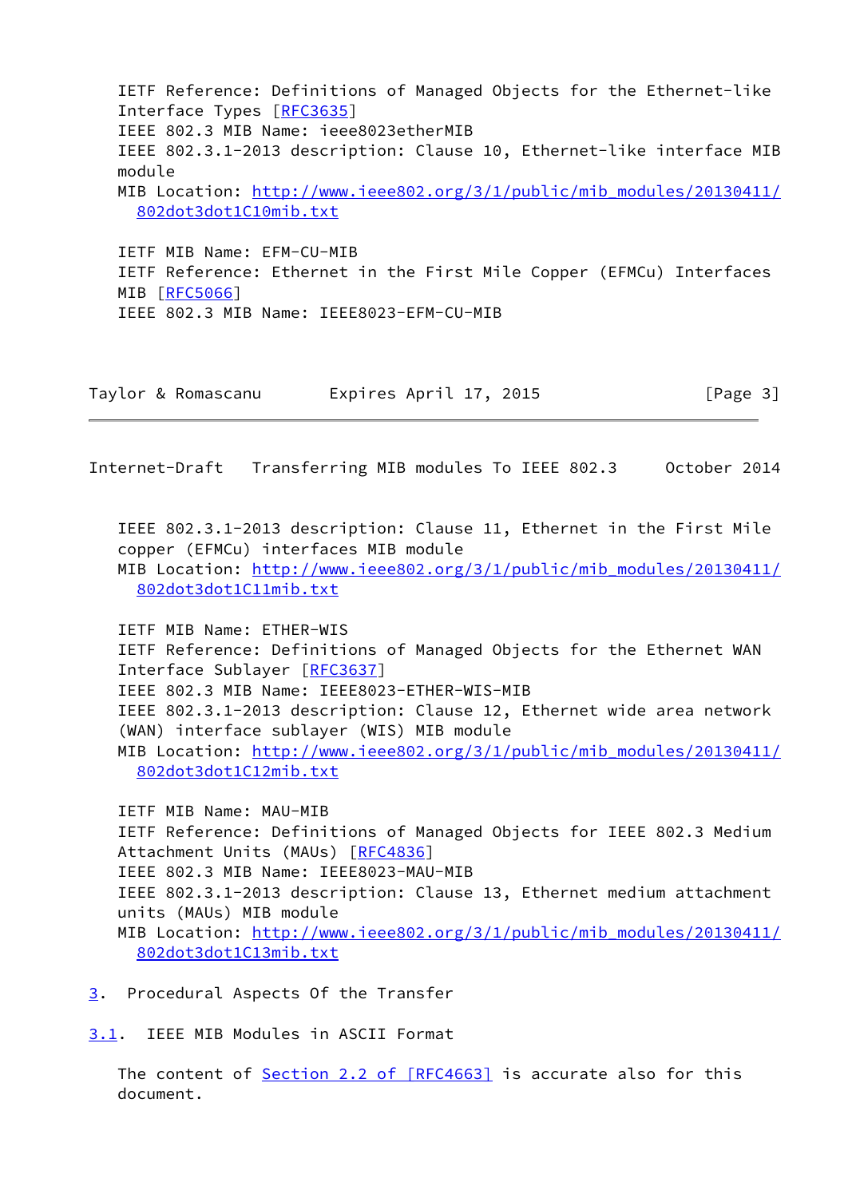IETF Reference: Definitions of Managed Objects for the Ethernet-like Interface Types [RFC3635]
IEEE 802.3 MIB Name: ieee8023etherMIB
IEEE 802.3.1-2013 description: Clause 10, Ethernet-like interface MIB module
MIB Location: http://www.ieee802.org/3/1/public/mib_modules/20130411/802dot3dot1C10mib.txt

IETF MIB Name: EFM-CU-MIB
IETF Reference: Ethernet in the First Mile Copper (EFMCu) Interfaces MIB [RFC5066]
IEEE 802.3 MIB Name: IEEE8023-EFM-CU-MIB
IEEE 802.3.1-2013 description: Clause 11, Ethernet in the First Mile copper (EFMCu) interfaces MIB module
MIB Location: http://www.ieee802.org/3/1/public/mib_modules/20130411/802dot3dot1C11mib.txt

IETF MIB Name: ETHER-WIS
IETF Reference: Definitions of Managed Objects for the Ethernet WAN Interface Sublayer [RFC3637]
IEEE 802.3 MIB Name: IEEE8023-ETHER-WIS-MIB
IEEE 802.3.1-2013 description: Clause 12, Ethernet wide area network (WAN) interface sublayer (WIS) MIB module
MIB Location: http://www.ieee802.org/3/1/public/mib_modules/20130411/802dot3dot1C12mib.txt

IETF MIB Name: MAU-MIB
IETF Reference: Definitions of Managed Objects for IEEE 802.3 Medium Attachment Units (MAUs) [RFC4836]
IEEE 802.3 MIB Name: IEEE8023-MAU-MIB
IEEE 802.3.1-2013 description: Clause 13, Ethernet medium attachment units (MAUs) MIB module
MIB Location: http://www.ieee802.org/3/1/public/mib_modules/20130411/802dot3dot1C13mib.txt

## 3. Procedural Aspects Of the Transfer

### 3.1. IEEE MIB Modules in ASCII Format

The content of Section 2.2 of [RFC4663] is accurate also for this document.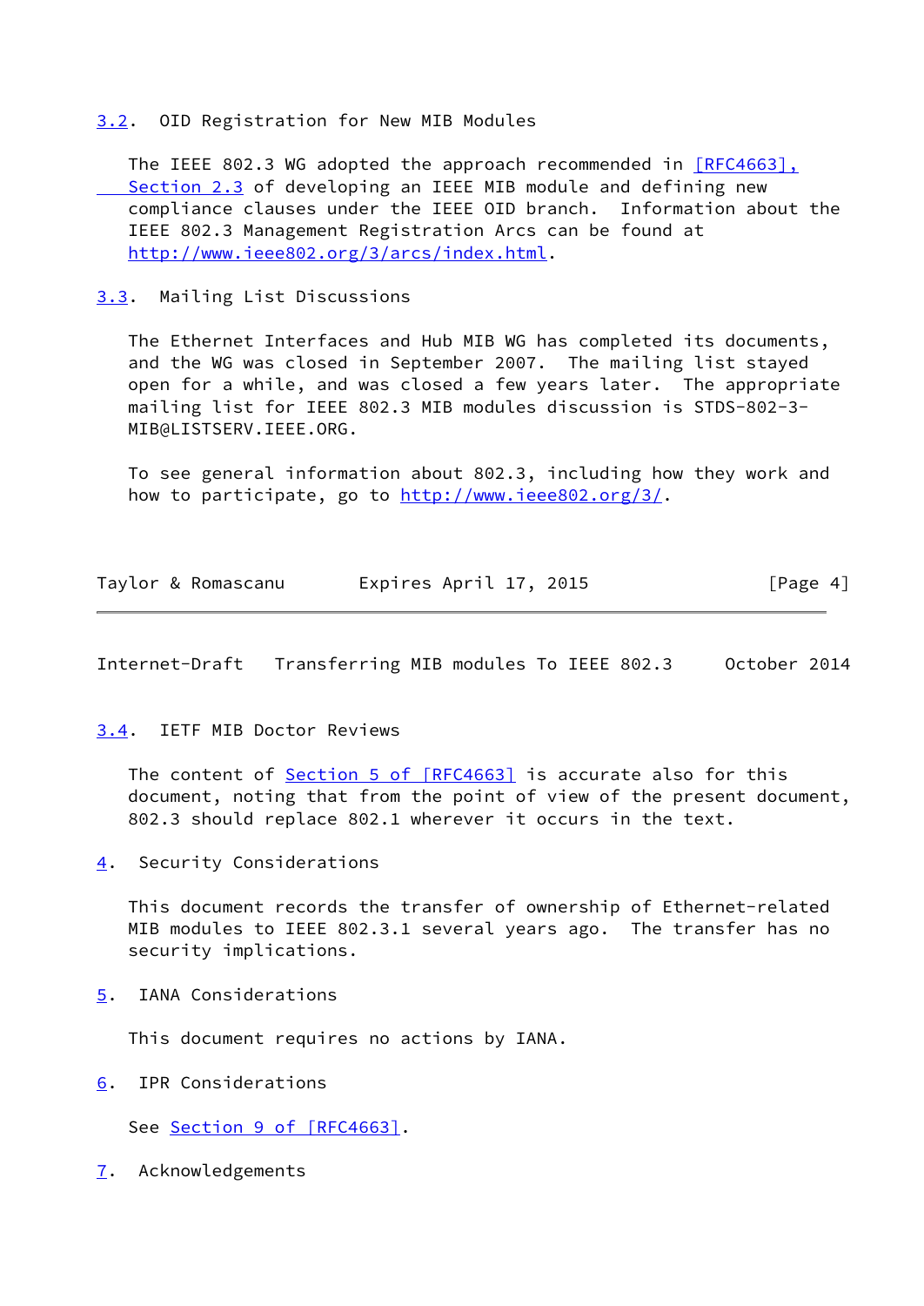### 3.2. OID Registration for New MIB Modules

The IEEE 802.3 WG adopted the approach recommended in [RFC4663], Section 2.3 of developing an IEEE MIB module and defining new compliance clauses under the IEEE OID branch. Information about the IEEE 802.3 Management Registration Arcs can be found at http://www.ieee802.org/3/arcs/index.html.

### 3.3. Mailing List Discussions

The Ethernet Interfaces and Hub MIB WG has completed its documents, and the WG was closed in September 2007. The mailing list stayed open for a while, and was closed a few years later. The appropriate mailing list for IEEE 802.3 MIB modules discussion is STDS-802-3-MIB@LISTSERV.IEEE.ORG.

To see general information about 802.3, including how they work and how to participate, go to http://www.ieee802.org/3/.

### 3.4. IETF MIB Doctor Reviews

The content of Section 5 of [RFC4663] is accurate also for this document, noting that from the point of view of the present document, 802.3 should replace 802.1 wherever it occurs in the text.

## 4. Security Considerations

This document records the transfer of ownership of Ethernet-related MIB modules to IEEE 802.3.1 several years ago. The transfer has no security implications.

## 5. IANA Considerations

This document requires no actions by IANA.

## 6. IPR Considerations

See Section 9 of [RFC4663].

## 7. Acknowledgements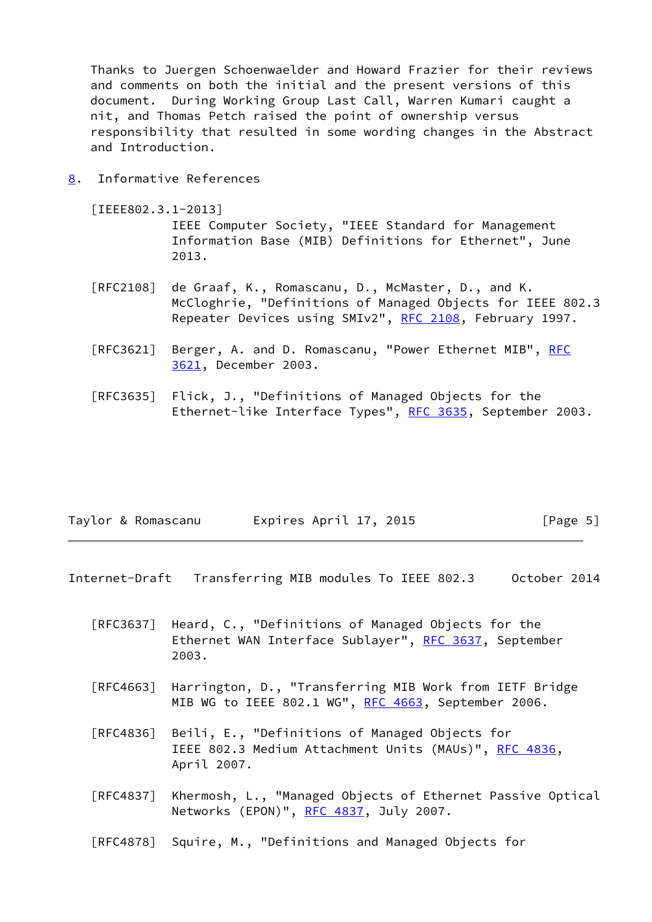Thanks to Juergen Schoenwaelder and Howard Frazier for their reviews and comments on both the initial and the present versions of this document. During Working Group Last Call, Warren Kumari caught a nit, and Thomas Petch raised the point of ownership versus responsibility that resulted in some wording changes in the Abstract and Introduction.

## 8. Informative References

[IEEE802.3.1-2013]
IEEE Computer Society, "IEEE Standard for Management Information Base (MIB) Definitions for Ethernet", June 2013.

[RFC2108] de Graaf, K., Romascanu, D., McMaster, D., and K. McCloghrie, "Definitions of Managed Objects for IEEE 802.3 Repeater Devices using SMIv2", RFC 2108, February 1997.

[RFC3621] Berger, A. and D. Romascanu, "Power Ethernet MIB", RFC 3621, December 2003.

[RFC3635] Flick, J., "Definitions of Managed Objects for the Ethernet-like Interface Types", RFC 3635, September 2003.

[RFC3637] Heard, C., "Definitions of Managed Objects for the Ethernet WAN Interface Sublayer", RFC 3637, September 2003.

[RFC4663] Harrington, D., "Transferring MIB Work from IETF Bridge MIB WG to IEEE 802.1 WG", RFC 4663, September 2006.

[RFC4836] Beili, E., "Definitions of Managed Objects for IEEE 802.3 Medium Attachment Units (MAUs)", RFC 4836, April 2007.

[RFC4837] Khermosh, L., "Managed Objects of Ethernet Passive Optical Networks (EPON)", RFC 4837, July 2007.

[RFC4878] Squire, M., "Definitions and Managed Objects for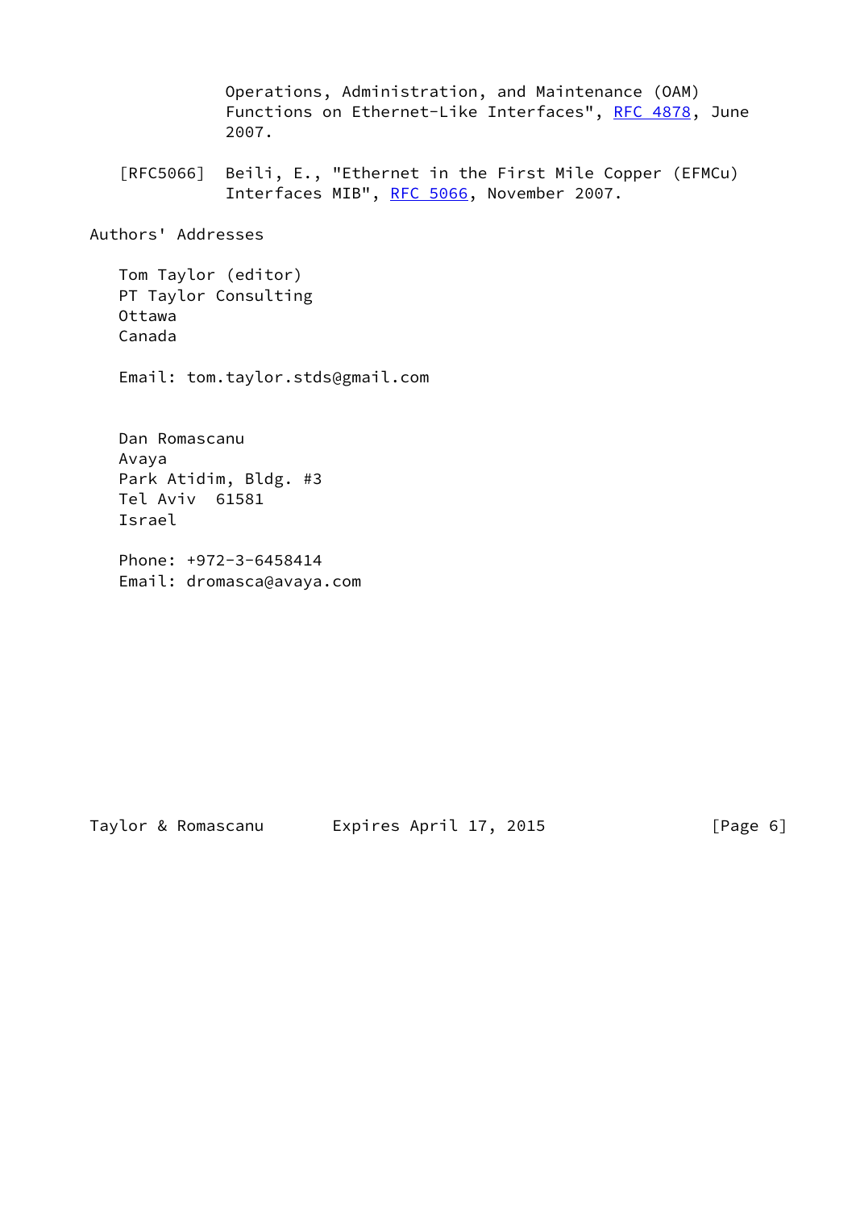Operations, Administration, and Maintenance (OAM) Functions on Ethernet-Like Interfaces", RFC 4878, June 2007.

[RFC5066] Beili, E., "Ethernet in the First Mile Copper (EFMCu) Interfaces MIB", RFC 5066, November 2007.

## Authors' Addresses

Tom Taylor (editor)
PT Taylor Consulting
Ottawa
Canada

Email: tom.taylor.stds@gmail.com

Dan Romascanu
Avaya
Park Atidim, Bldg. #3
Tel Aviv  61581
Israel

Phone: +972-3-6458414
Email: dromasca@avaya.com